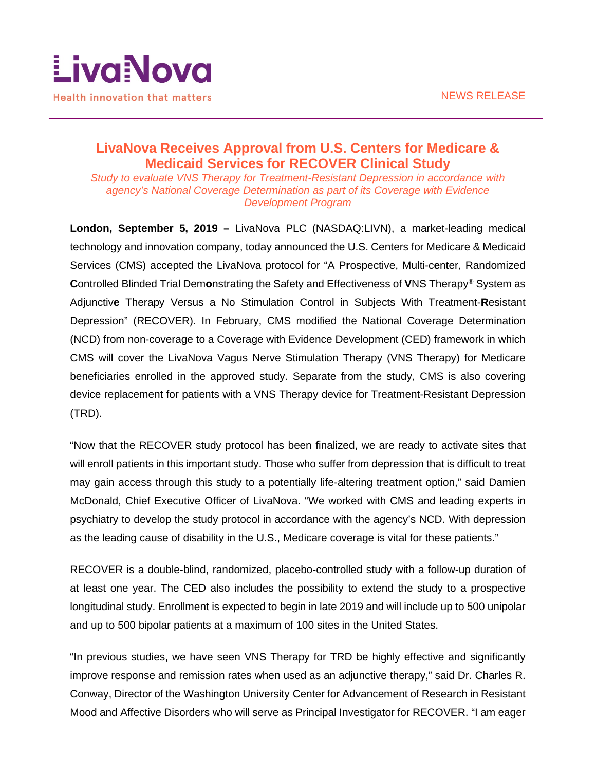LivaNova

Health innovation that matters

NEWS RELEASE

# LivaNova Receives Approval from U.S. Centers for Medicare & Medicaid Services for RECOVER Clinical Study

*Study to evaluate VNS Therapy for Treatment-Resistant Depression in accordance with agency's National Coverage Determination as part of its Coverage with Evidence Development Program*

**London, September 5, 2019 –** LivaNova PLC (NASDAQ:LIVN), a market-leading medical technology and innovation company, today announced the U.S. Centers for Medicare & Medicaid Services (CMS) accepted the LivaNova protocol for "A P**r**ospective, Multi-c**e**nter, Randomized **C**ontrolled Blinded Trial Dem**o**nstrating the Safety and Effectiveness of **V**NS Therapy® System as Adjunctiv**e** Therapy Versus a No Stimulation Control in Subjects With Treatment-**R**esistant Depression" (RECOVER). In February, CMS modified the National Coverage Determination (NCD) from non-coverage to a Coverage with Evidence Development (CED) framework in which CMS will cover the LivaNova Vagus Nerve Stimulation Therapy (VNS Therapy) for Medicare beneficiaries enrolled in the approved study. Separate from the study, CMS is also covering device replacement for patients with a VNS Therapy device for Treatment-Resistant Depression (TRD).

"Now that the RECOVER study protocol has been finalized, we are ready to activate sites that will enroll patients in this important study. Those who suffer from depression that is difficult to treat may gain access through this study to a potentially life-altering treatment option," said Damien McDonald, Chief Executive Officer of LivaNova. "We worked with CMS and leading experts in psychiatry to develop the study protocol in accordance with the agency's NCD. With depression as the leading cause of disability in the U.S., Medicare coverage is vital for these patients."

RECOVER is a double-blind, randomized, placebo-controlled study with a follow-up duration of at least one year. The CED also includes the possibility to extend the study to a prospective longitudinal study. Enrollment is expected to begin in late 2019 and will include up to 500 unipolar and up to 500 bipolar patients at a maximum of 100 sites in the United States.

"In previous studies, we have seen VNS Therapy for TRD be highly effective and significantly improve response and remission rates when used as an adjunctive therapy," said Dr. Charles R. Conway, Director of the Washington University Center for Advancement of Research in Resistant Mood and Affective Disorders who will serve as Principal Investigator for RECOVER. "I am eager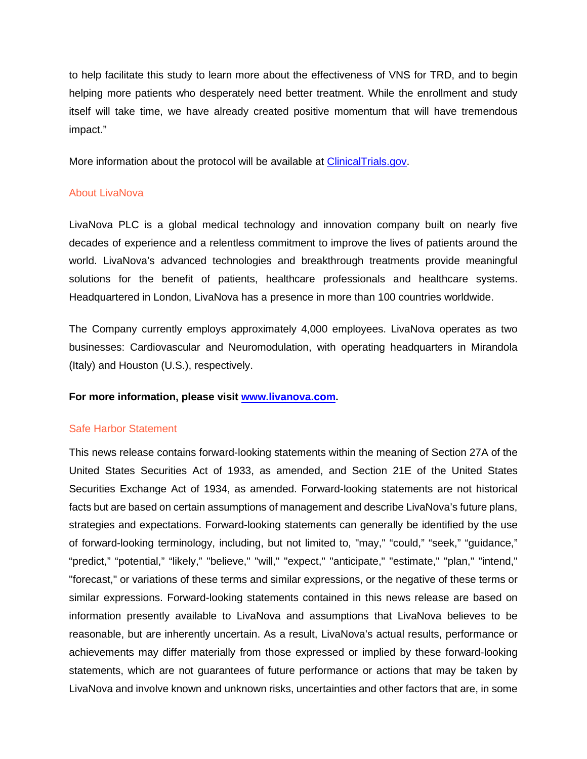to help facilitate this study to learn more about the effectiveness of VNS for TRD, and to begin helping more patients who desperately need better treatment. While the enrollment and study itself will take time, we have already created positive momentum that will have tremendous impact."

More information about the protocol will be available at [ClinicalTrials.gov](ClinicalTrials.gov).

## About LivaNova

LivaNova PLC is a global medical technology and innovation company built on nearly five decades of experience and a relentless commitment to improve the lives of patients around the world. LivaNova's advanced technologies and breakthrough treatments provide meaningful solutions for the benefit of patients, healthcare professionals and healthcare systems. Headquartered in London, LivaNova has a presence in more than 100 countries worldwide.

The Company currently employs approximately 4,000 employees. LivaNova operates as two businesses: Cardiovascular and Neuromodulation, with operating headquarters in Mirandola (Italy) and Houston (U.S.), respectively.

**For more information, please visit [www.livanova.com](www.livanova.com).**

## Safe Harbor Statement

This news release contains forward-looking statements within the meaning of Section 27A of the United States Securities Act of 1933, as amended, and Section 21E of the United States Securities Exchange Act of 1934, as amended. Forward-looking statements are not historical facts but are based on certain assumptions of management and describe LivaNova's future plans, strategies and expectations. Forward-looking statements can generally be identified by the use of forward-looking terminology, including, but not limited to, "may," "could," "seek," "guidance," "predict," "potential," "likely," "believe," "will," "expect," "anticipate," "estimate," "plan," "intend," "forecast," or variations of these terms and similar expressions, or the negative of these terms or similar expressions. Forward-looking statements contained in this news release are based on information presently available to LivaNova and assumptions that LivaNova believes to be reasonable, but are inherently uncertain. As a result, LivaNova's actual results, performance or achievements may differ materially from those expressed or implied by these forward-looking statements, which are not guarantees of future performance or actions that may be taken by LivaNova and involve known and unknown risks, uncertainties and other factors that are, in some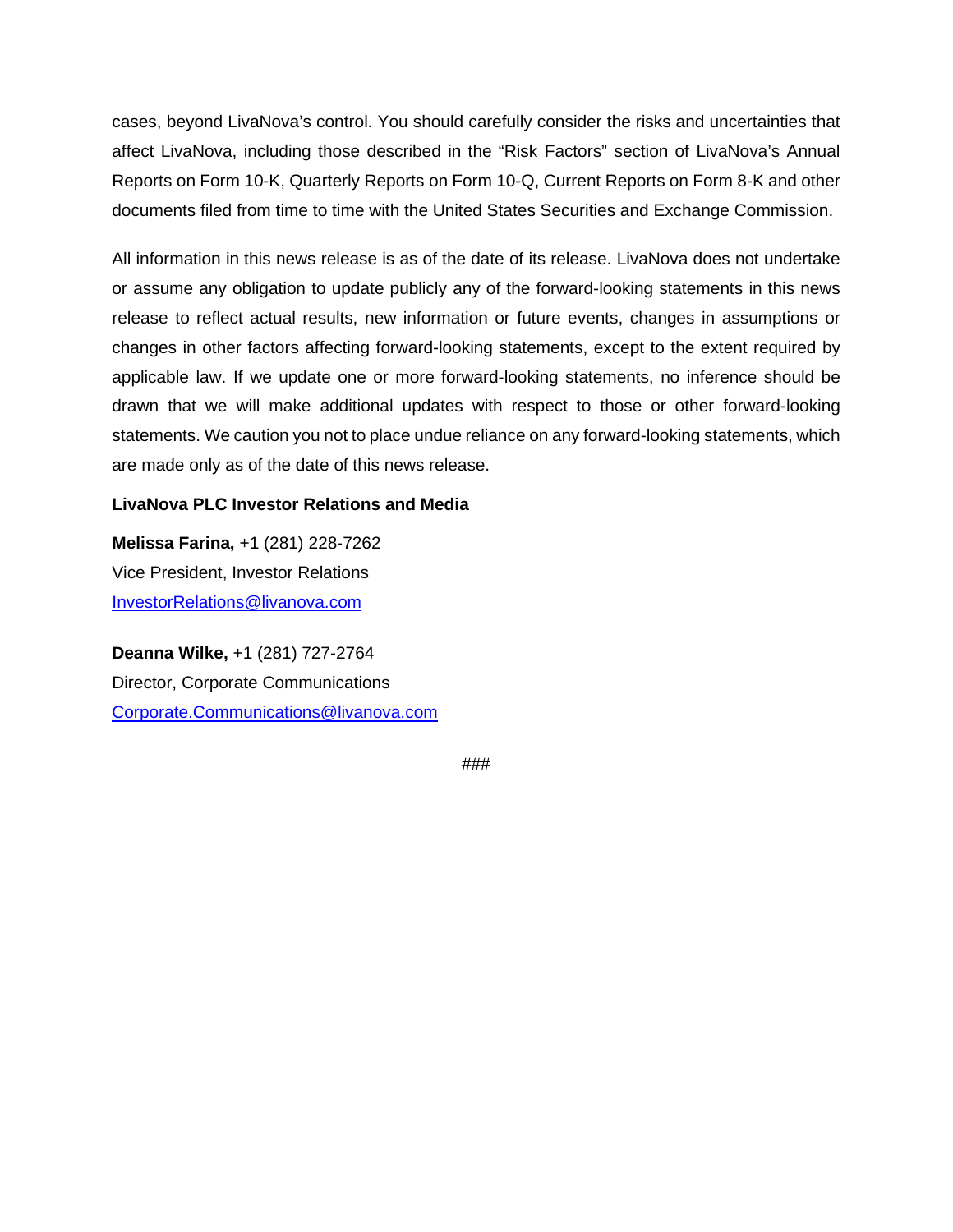cases, beyond LivaNova's control. You should carefully consider the risks and uncertainties that affect LivaNova, including those described in the "Risk Factors" section of LivaNova's Annual Reports on Form 10-K, Quarterly Reports on Form 10-Q, Current Reports on Form 8-K and other documents filed from time to time with the United States Securities and Exchange Commission.

All information in this news release is as of the date of its release. LivaNova does not undertake or assume any obligation to update publicly any of the forward-looking statements in this news release to reflect actual results, new information or future events, changes in assumptions or changes in other factors affecting forward-looking statements, except to the extent required by applicable law. If we update one or more forward-looking statements, no inference should be drawn that we will make additional updates with respect to those or other forward-looking statements. We caution you not to place undue reliance on any forward-looking statements, which are made only as of the date of this news release.

**LivaNova PLC Investor Relations and Media**

**Melissa Farina,** +1 (281) 228-7262
Vice President, Investor Relations
InvestorRelations@livanova.com

**Deanna Wilke,** +1 (281) 727-2764
Director, Corporate Communications
Corporate.Communications@livanova.com

###